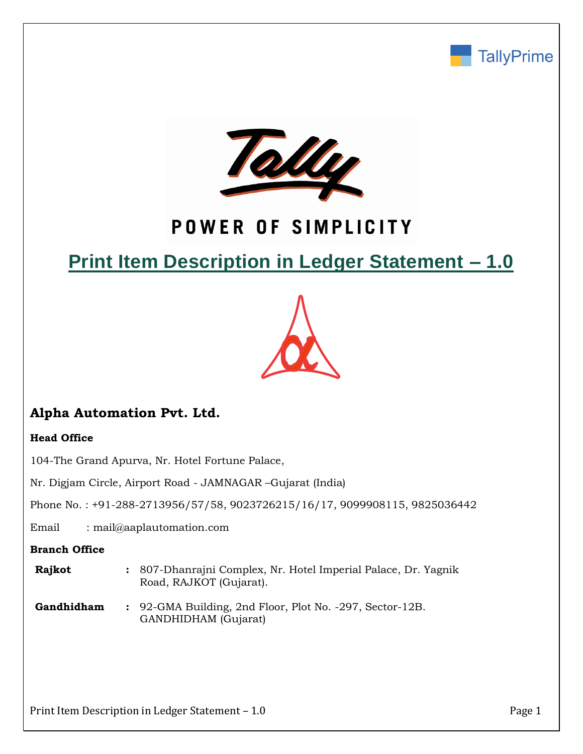TallyPrime

POWER OF SIMPLICITY

# Print Item Description in Ledger Statement – 1.0

## Alpha Automation Pvt. Ltd.

**Head Office**

104-The Grand Apurva, Nr. Hotel Fortune Palace,

Nr. Digjam Circle, Airport Road - JAMNAGAR –Gujarat (India)

Phone No. : +91-288-2713956/57/58, 9023726215/16/17, 9099908115, 9825036442

Email : mail@aaplautomation.com

**Branch Office**

| | | |
|---|---|---|
| **Rajkot** | : | 807-Dhanrajni Complex, Nr. Hotel Imperial Palace, Dr. Yagnik Road, RAJKOT (Gujarat). |
| **Gandhidham** | : | 92-GMA Building, 2nd Floor, Plot No. -297, Sector-12B. GANDHIDHAM (Gujarat) |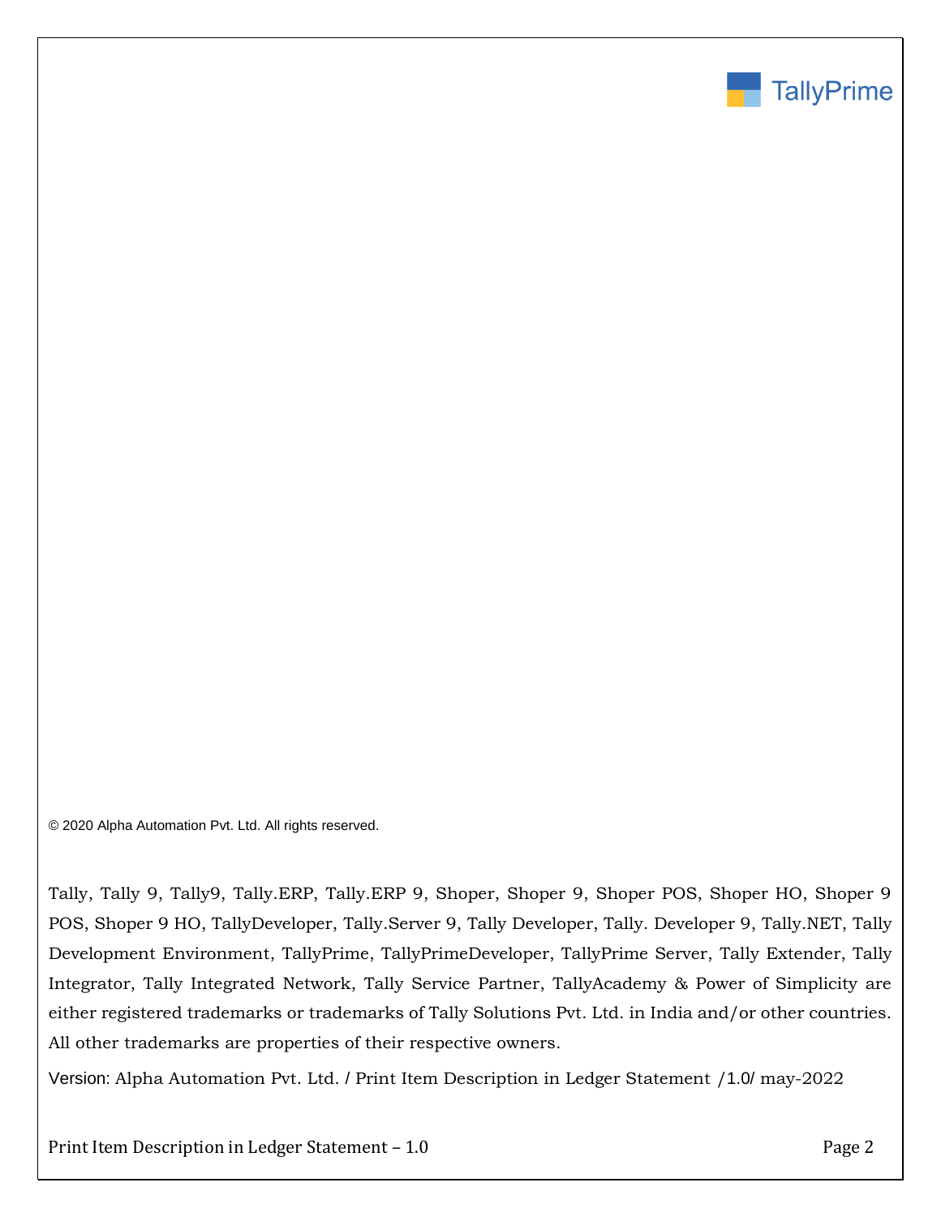© 2020 Alpha Automation Pvt. Ltd. All rights reserved.

Tally, Tally 9, Tally9, Tally.ERP, Tally.ERP 9, Shoper, Shoper 9, Shoper POS, Shoper HO, Shoper 9 POS, Shoper 9 HO, TallyDeveloper, Tally.Server 9, Tally Developer, Tally. Developer 9, Tally.NET, Tally Development Environment, TallyPrime, TallyPrimeDeveloper, TallyPrime Server, Tally Extender, Tally Integrator, Tally Integrated Network, Tally Service Partner, TallyAcademy & Power of Simplicity are either registered trademarks or trademarks of Tally Solutions Pvt. Ltd. in India and/or other countries. All other trademarks are properties of their respective owners.

Version: Alpha Automation Pvt. Ltd. / Print Item Description in Ledger Statement /1.0/ may-2022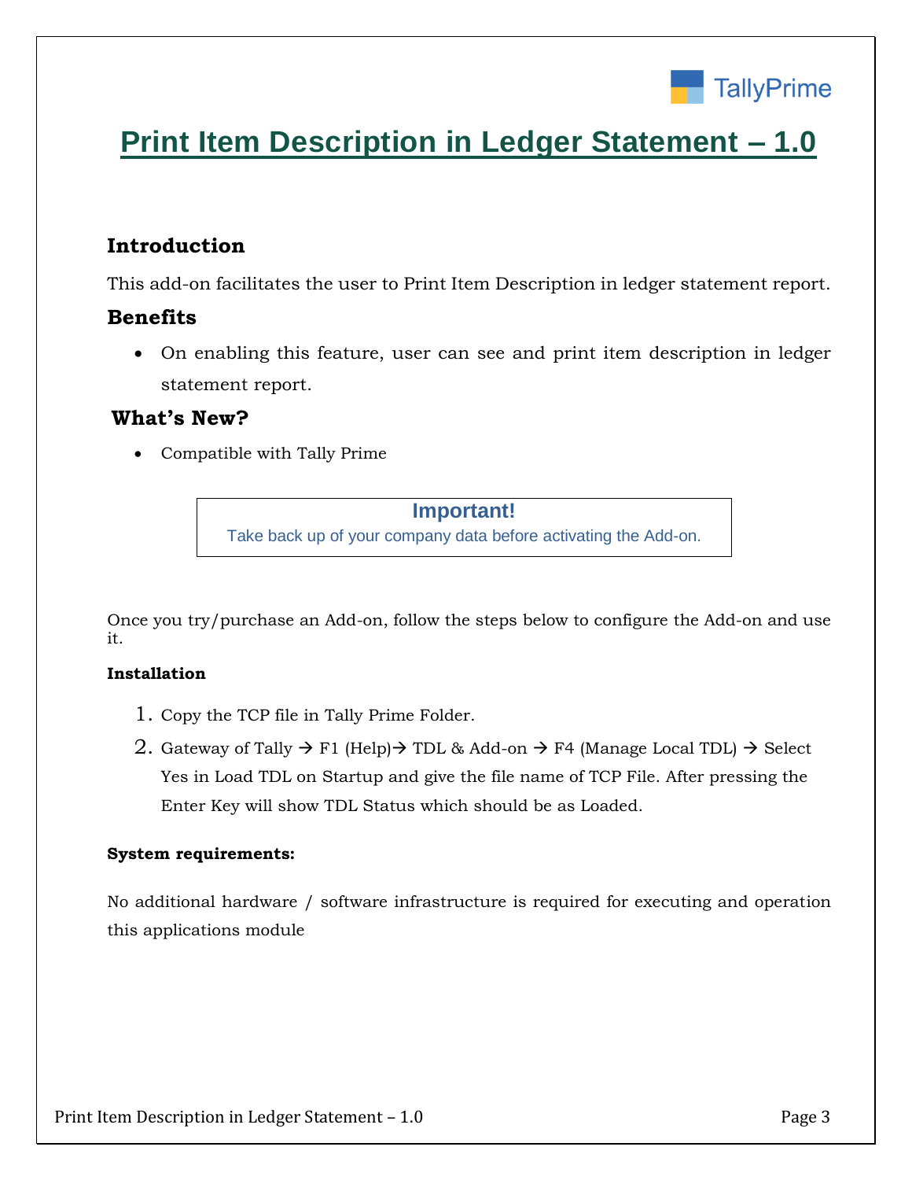# Print Item Description in Ledger Statement – 1.0

## Introduction

This add-on facilitates the user to Print Item Description in ledger statement report.

## Benefits

- On enabling this feature, user can see and print item description in ledger statement report.

## What's New?

- Compatible with Tally Prime

**Important!**
Take back up of your company data before activating the Add-on.

Once you try/purchase an Add-on, follow the steps below to configure the Add-on and use it.

**Installation**

1. Copy the TCP file in Tally Prime Folder.
2. Gateway of Tally → F1 (Help)→ TDL & Add-on → F4 (Manage Local TDL) → Select Yes in Load TDL on Startup and give the file name of TCP File. After pressing the Enter Key will show TDL Status which should be as Loaded.

**System requirements:**

No additional hardware / software infrastructure is required for executing and operation this applications module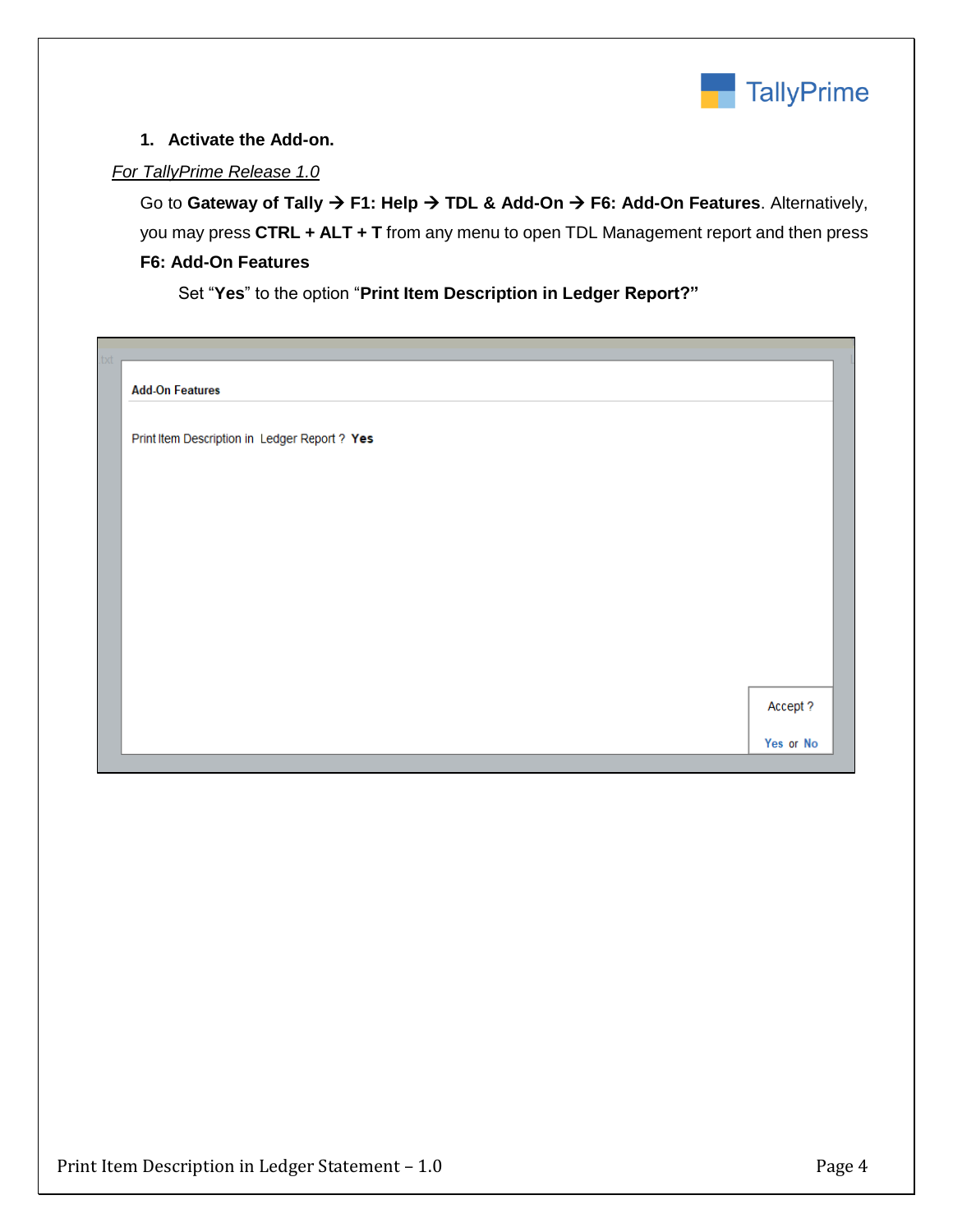1. **Activate the Add-on.**

*For TallyPrime Release 1.0*

Go to **Gateway of Tally → F1: Help → TDL & Add-On → F6: Add-On Features**. Alternatively, you may press **CTRL + ALT + T** from any menu to open TDL Management report and then press **F6: Add-On Features**

Set "**Yes**" to the option "**Print Item Description in Ledger Report?"**

**Add-On Features**

Print Item Description in Ledger Report ? **Yes**

Accept ?

Yes or No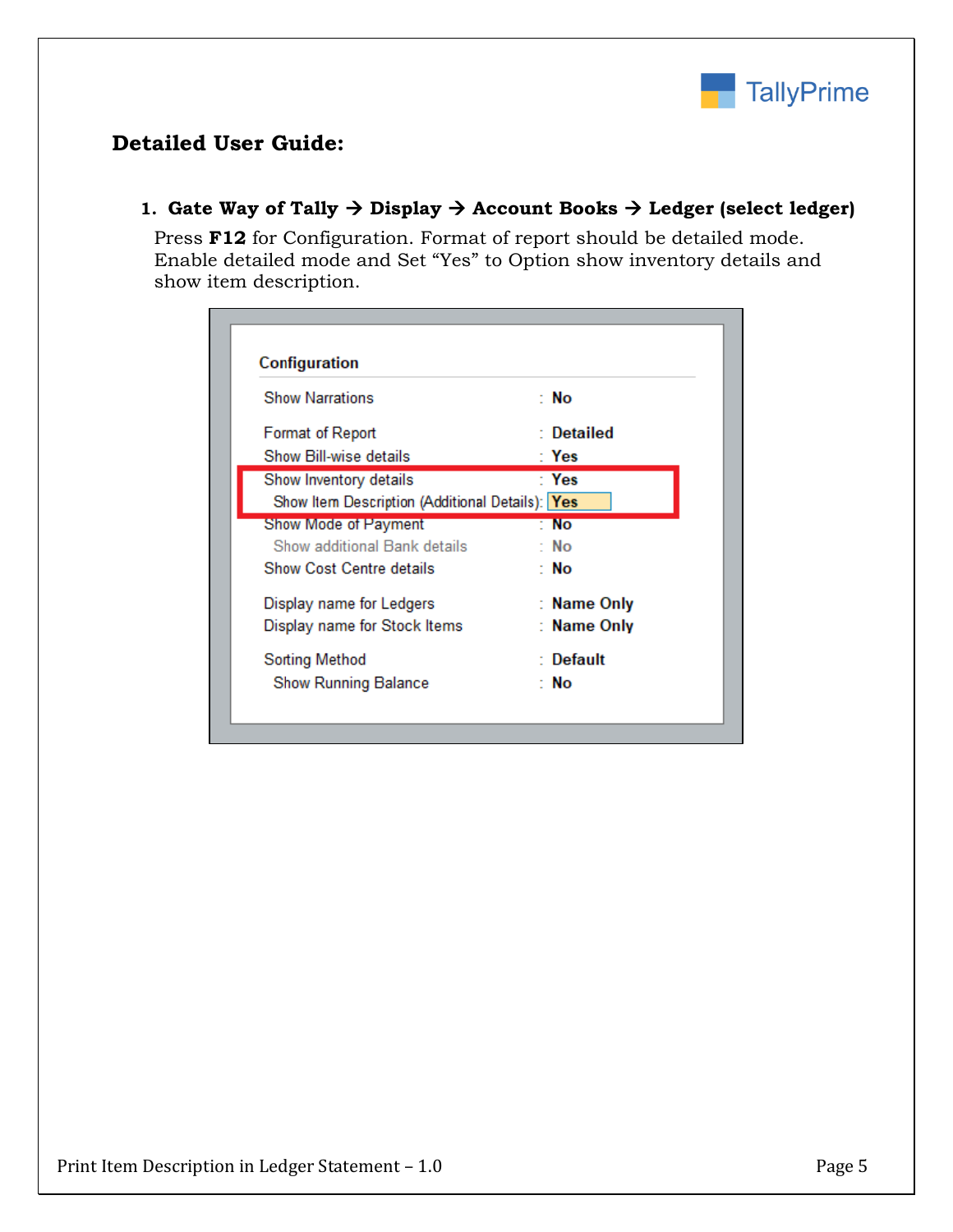## Detailed User Guide:

1. **Gate Way of Tally → Display → Account Books → Ledger (select ledger)**

   Press **F12** for Configuration. Format of report should be detailed mode. Enable detailed mode and Set "Yes" to Option show inventory details and show item description.

**Configuration**

| Option | Value |
|---|---|
| Show Narrations | No |
| Format of Report | Detailed |
| Show Bill-wise details | Yes |
| Show Inventory details | Yes |
| Show Item Description (Additional Details) | Yes |
| Show Mode of Payment | No |
| Show additional Bank details | No |
| Show Cost Centre details | No |
| Display name for Ledgers | Name Only |
| Display name for Stock Items | Name Only |
| Sorting Method | Default |
| Show Running Balance | No |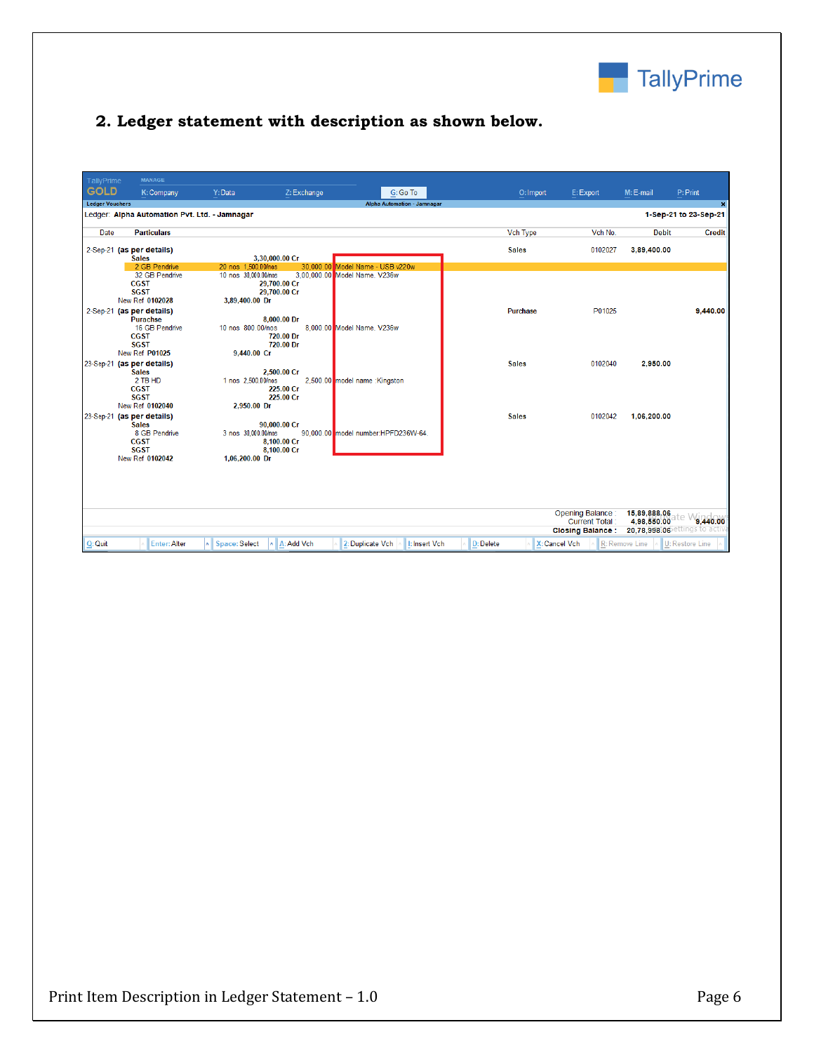## 2. Ledger statement with description as shown below.

TallyPrime GOLD

MANAGE

K: Company | Y: Data | Z: Exchange | G: Go To | O: Import | E: Export | M: E-mail | P: Print

Ledger Vouchers — Alpha Automation - Jamnagar

Ledger: **Alpha Automation Pvt. Ltd. - Jamnagar** — 1-Sep-21 to 23-Sep-21

| Date | Particulars | | | | | Vch Type | Vch No. | Debit | Credit |
|---|---|---|---|---|---|---|---|---|---|
| 2-Sep-21 | **(as per details)** | | | | | Sales | 0102027 | 3,89,400.00 | |
| | **Sales** | | 3,30,000.00 Cr | | | | | | |
| | 2 GB Pendrive | 20 nos 1,500.00/nos | | 30,000.00 | Model Name - USB v220w | | | | |
| | 32 GB Pendrive | 10 nos 30,000.00/nos | | 3,00,000.00 | Model Name. V236w | | | | |
| | CGST | | 29,700.00 Cr | | | | | | |
| | SGST | | 29,700.00 Cr | | | | | | |
| | New Ref 0102028 | | 3,89,400.00 Dr | | | | | | |
| 2-Sep-21 | **(as per details)** | | | | | Purchase | P01025 | | 9,440.00 |
| | **Purachse** | | 8,000.00 Dr | | | | | | |
| | 16 GB Pendrive | 10 nos 800.00/nos | | 8,000.00 | Model Name. V236w | | | | |
| | CGST | | 720.00 Dr | | | | | | |
| | SGST | | 720.00 Dr | | | | | | |
| | New Ref P01025 | | 9,440.00 Cr | | | | | | |
| 23-Sep-21 | **(as per details)** | | | | | Sales | 0102040 | 2,950.00 | |
| | **Sales** | | 2,500.00 Cr | | | | | | |
| | 2 TB HD | 1 nos 2,500.00/nos | | 2,500.00 | model name :Kingston | | | | |
| | CGST | | 225.00 Cr | | | | | | |
| | SGST | | 225.00 Cr | | | | | | |
| | New Ref 0102040 | | 2,950.00 Dr | | | | | | |
| 23-Sep-21 | **(as per details)** | | | | | Sales | 0102042 | 1,06,200.00 | |
| | **Sales** | | 90,000.00 Cr | | | | | | |
| | 8 GB Pendrive | 3 nos 30,000.00/nos | | 90,000.00 | model number:HPFD236W-64 | | | | |
| | CGST | | 8,100.00 Cr | | | | | | |
| | SGST | | 8,100.00 Cr | | | | | | |
| | New Ref 0102042 | | 1,06,200.00 Dr | | | | | | |
| | | | | | | | Opening Balance : | 15,89,888.06 | |
| | | | | | | | Current Total : | 4,98,550.00 | 9,440.00 |
| | | | | | | | **Closing Balance :** | 20,78,998.06 | |

Q: Quit | Enter: Alter | Space: Select | A: Add Vch | 2: Duplicate Vch | I: Insert Vch | D: Delete | X: Cancel Vch | R: Remove Line | U: Restore Line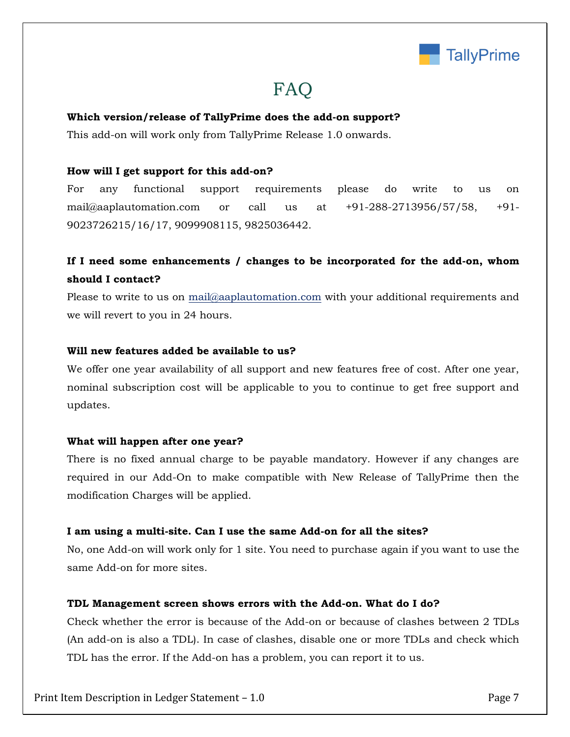# FAQ

**Which version/release of TallyPrime does the add-on support?**

This add-on will work only from TallyPrime Release 1.0 onwards.

**How will I get support for this add-on?**

For any functional support requirements please do write to us on mail@aaplautomation.com or call us at +91-288-2713956/57/58, +91-9023726215/16/17, 9099908115, 9825036442.

**If I need some enhancements / changes to be incorporated for the add-on, whom should I contact?**

Please to write to us on mail@aaplautomation.com with your additional requirements and we will revert to you in 24 hours.

**Will new features added be available to us?**

We offer one year availability of all support and new features free of cost. After one year, nominal subscription cost will be applicable to you to continue to get free support and updates.

**What will happen after one year?**

There is no fixed annual charge to be payable mandatory. However if any changes are required in our Add-On to make compatible with New Release of TallyPrime then the modification Charges will be applied.

**I am using a multi-site. Can I use the same Add-on for all the sites?**

No, one Add-on will work only for 1 site. You need to purchase again if you want to use the same Add-on for more sites.

**TDL Management screen shows errors with the Add-on. What do I do?**

Check whether the error is because of the Add-on or because of clashes between 2 TDLs (An add-on is also a TDL). In case of clashes, disable one or more TDLs and check which TDL has the error. If the Add-on has a problem, you can report it to us.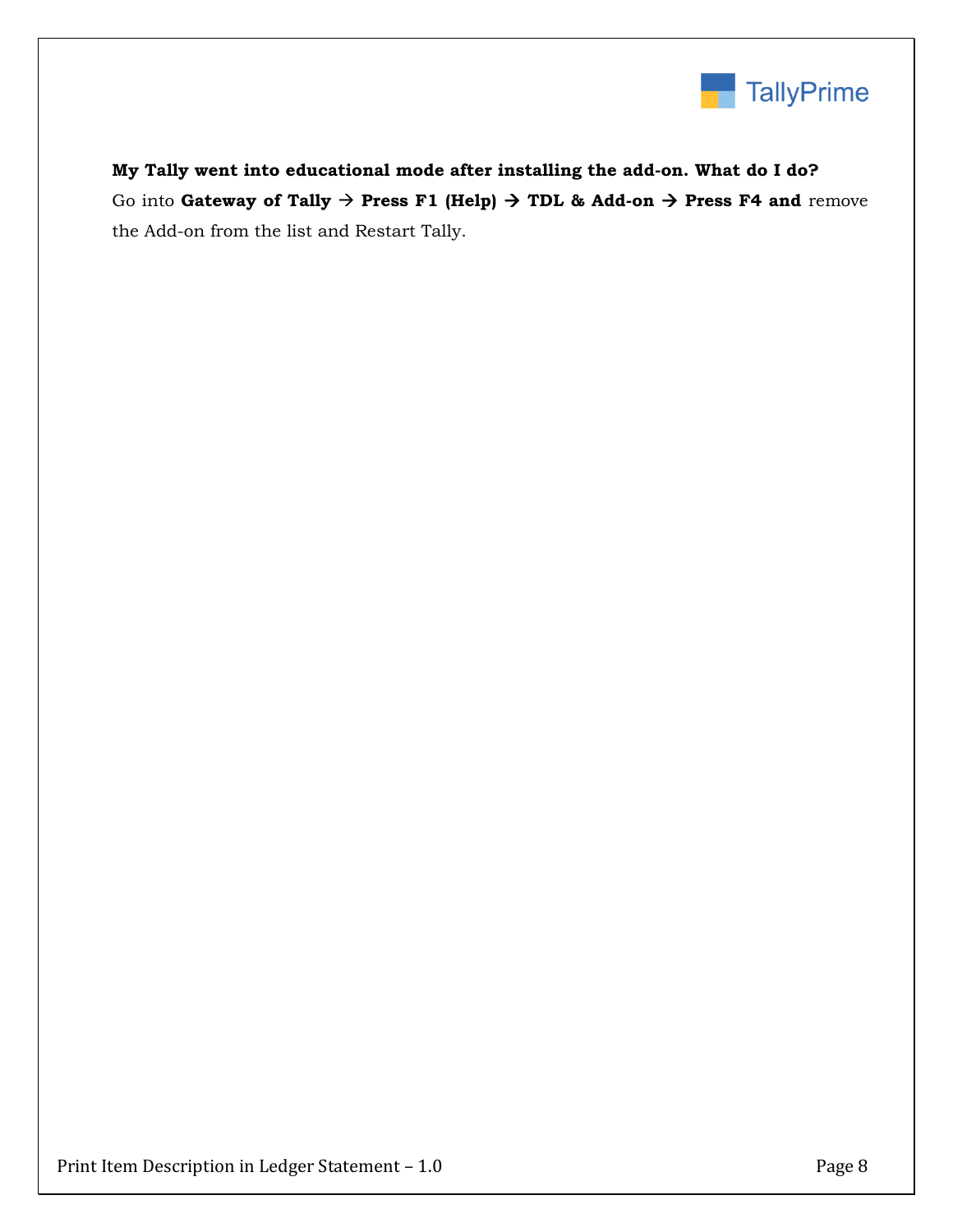**My Tally went into educational mode after installing the add-on. What do I do?**

Go into **Gateway of Tally → Press F1 (Help) → TDL & Add-on → Press F4 and** remove the Add-on from the list and Restart Tally.